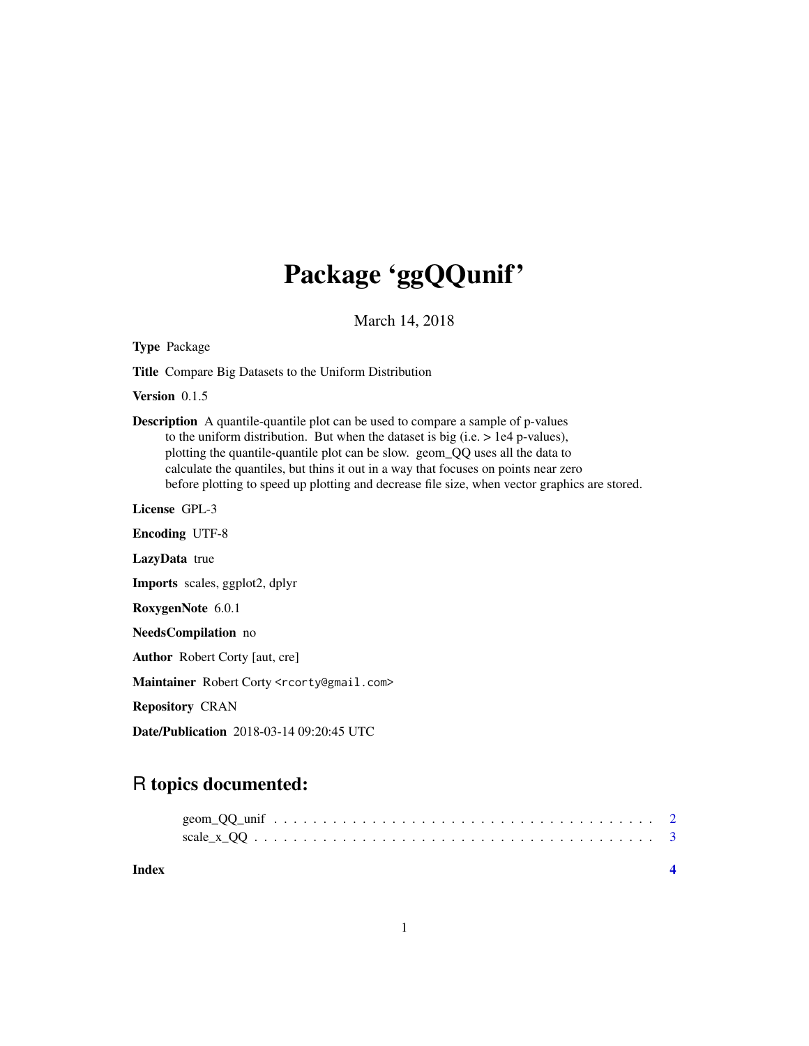# Package 'ggQQunif'

March 14, 2018

**Type** Package

**Title** Compare Big Datasets to the Uniform Distribution

**Version** 0.1.5

**Description** A quantile-quantile plot can be used to compare a sample of p-values to the uniform distribution. But when the dataset is big (i.e. > 1e4 p-values), plotting the quantile-quantile plot can be slow. geom_QQ uses all the data to calculate the quantiles, but thins it out in a way that focuses on points near zero before plotting to speed up plotting and decrease file size, when vector graphics are stored.

**License** GPL-3

**Encoding** UTF-8

**LazyData** true

**Imports** scales, ggplot2, dplyr

**RoxygenNote** 6.0.1

**NeedsCompilation** no

**Author** Robert Corty [aut, cre]

**Maintainer** Robert Corty <rcorty@gmail.com>

**Repository** CRAN

**Date/Publication** 2018-03-14 09:20:45 UTC

## R topics documented:

- geom_QQ_unif . . . . . . . . . . . . . . . . . . . . . . . . . . . . . . . . . . . . . . . 2
- scale_x_QQ . . . . . . . . . . . . . . . . . . . . . . . . . . . . . . . . . . . . . . . . 3

**Index** 4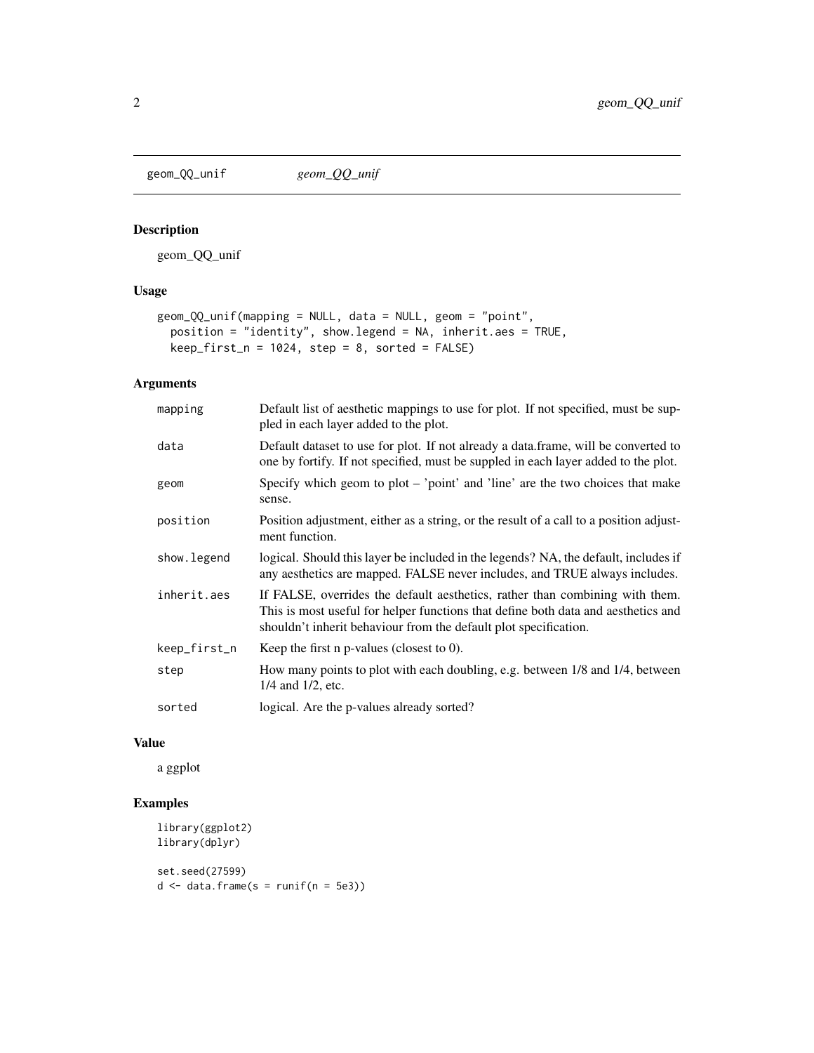# geom_QQ_unif *geom_QQ_unif*

## Description

geom_QQ_unif

## Usage

```
geom_QQ_unif(mapping = NULL, data = NULL, geom = "point",
  position = "identity", show.legend = NA, inherit.aes = TRUE,
  keep_first_n = 1024, step = 8, sorted = FALSE)
```

## Arguments

| | |
|---|---|
| mapping | Default list of aesthetic mappings to use for plot. If not specified, must be suppled in each layer added to the plot. |
| data | Default dataset to use for plot. If not already a data.frame, will be converted to one by fortify. If not specified, must be suppled in each layer added to the plot. |
| geom | Specify which geom to plot – 'point' and 'line' are the two choices that make sense. |
| position | Position adjustment, either as a string, or the result of a call to a position adjustment function. |
| show.legend | logical. Should this layer be included in the legends? NA, the default, includes if any aesthetics are mapped. FALSE never includes, and TRUE always includes. |
| inherit.aes | If FALSE, overrides the default aesthetics, rather than combining with them. This is most useful for helper functions that define both data and aesthetics and shouldn't inherit behaviour from the default plot specification. |
| keep_first_n | Keep the first n p-values (closest to 0). |
| step | How many points to plot with each doubling, e.g. between 1/8 and 1/4, between 1/4 and 1/2, etc. |
| sorted | logical. Are the p-values already sorted? |

## Value

a ggplot

## Examples

```
library(ggplot2)
library(dplyr)

set.seed(27599)
d <- data.frame(s = runif(n = 5e3))
```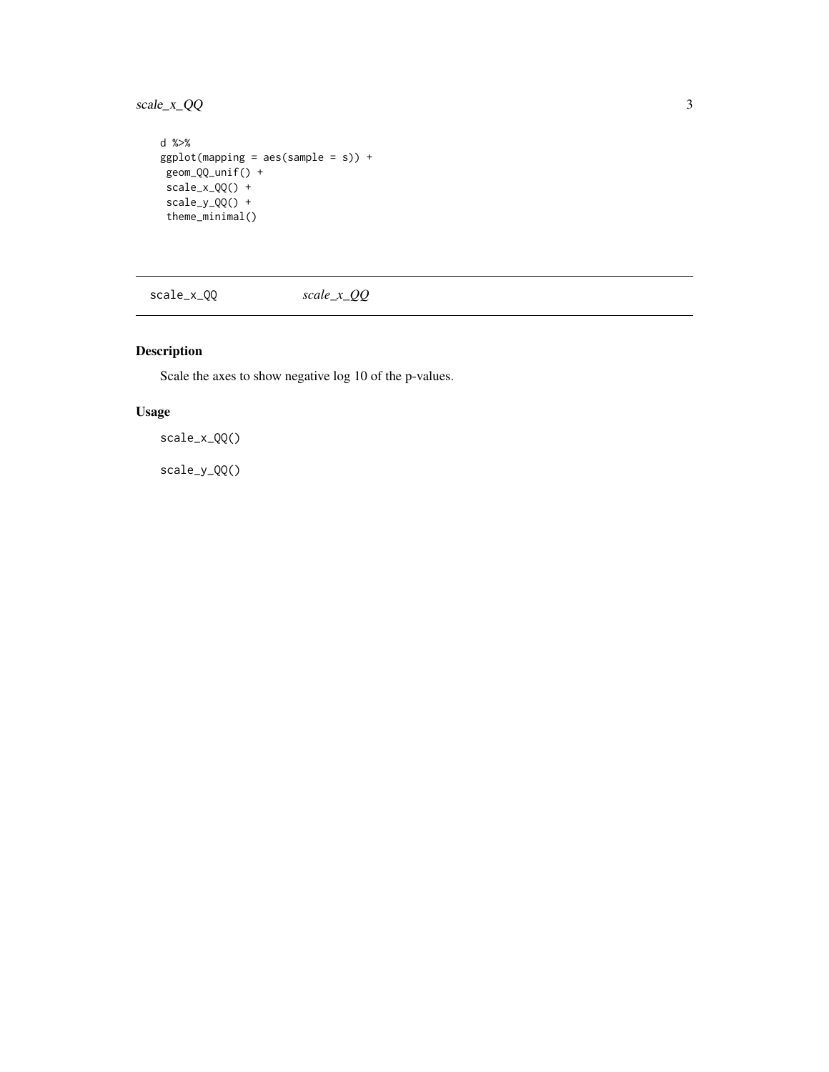```
d %>%
ggplot(mapping = aes(sample = s)) +
 geom_QQ_unif() +
 scale_x_QQ() +
 scale_y_QQ() +
 theme_minimal()
```

## scale_x_QQ *scale_x_QQ*

### Description

Scale the axes to show negative log 10 of the p-values.

### Usage

```
scale_x_QQ()

scale_y_QQ()
```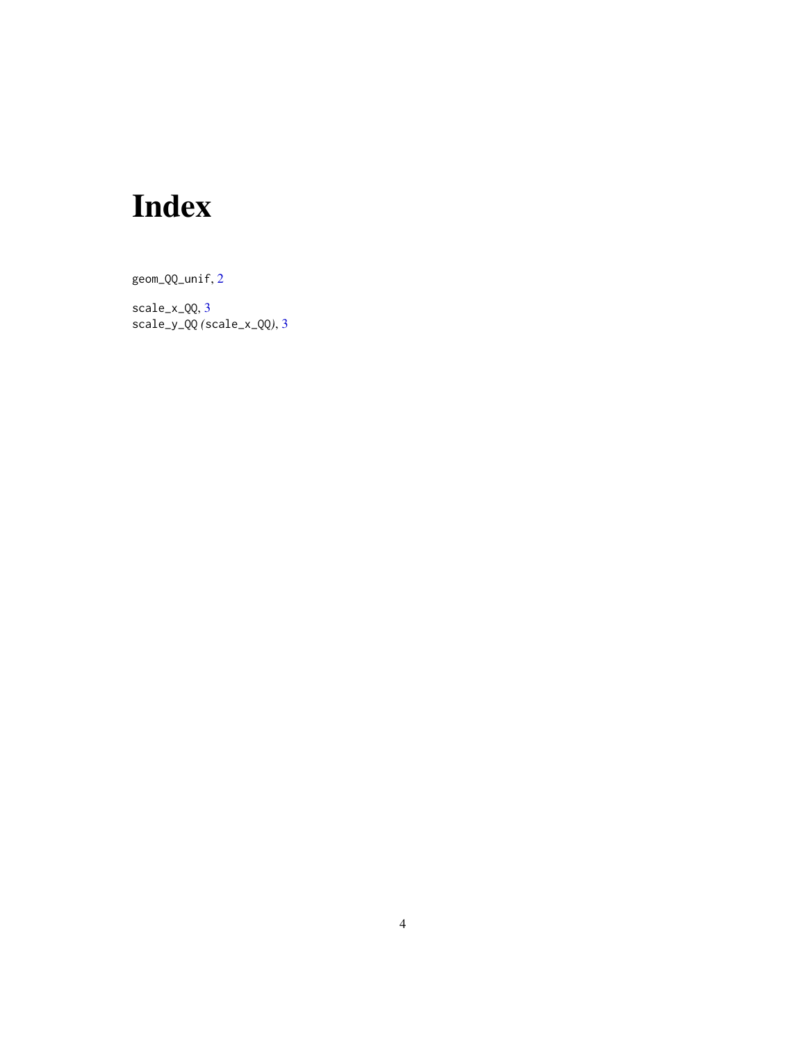# Index

geom_QQ_unif, 2

scale_x_QQ, 3
scale_y_QQ (scale_x_QQ), 3